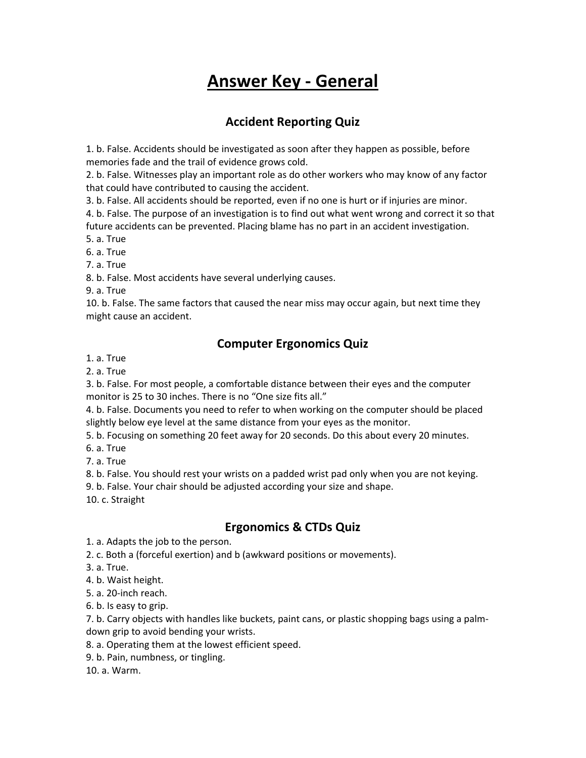# Answer Key - General

## Accident Reporting Quiz

1. b. False. Accidents should be investigated as soon after they happen as possible, before memories fade and the trail of evidence grows cold.
2. b. False. Witnesses play an important role as do other workers who may know of any factor that could have contributed to causing the accident.
3. b. False. All accidents should be reported, even if no one is hurt or if injuries are minor.
4. b. False. The purpose of an investigation is to find out what went wrong and correct it so that future accidents can be prevented. Placing blame has no part in an accident investigation.
5. a. True
6. a. True
7. a. True
8. b. False. Most accidents have several underlying causes.
9. a. True
10. b. False. The same factors that caused the near miss may occur again, but next time they might cause an accident.

## Computer Ergonomics Quiz

1. a. True
2. a. True
3. b. False. For most people, a comfortable distance between their eyes and the computer monitor is 25 to 30 inches. There is no "One size fits all."
4. b. False. Documents you need to refer to when working on the computer should be placed slightly below eye level at the same distance from your eyes as the monitor.
5. b. Focusing on something 20 feet away for 20 seconds. Do this about every 20 minutes.
6. a. True
7. a. True
8. b. False. You should rest your wrists on a padded wrist pad only when you are not keying.
9. b. False. Your chair should be adjusted according your size and shape.
10. c. Straight

## Ergonomics & CTDs Quiz

1. a. Adapts the job to the person.
2. c. Both a (forceful exertion) and b (awkward positions or movements).
3. a. True.
4. b. Waist height.
5. a. 20-inch reach.
6. b. Is easy to grip.
7. b. Carry objects with handles like buckets, paint cans, or plastic shopping bags using a palm-down grip to avoid bending your wrists.
8. a. Operating them at the lowest efficient speed.
9. b. Pain, numbness, or tingling.
10. a. Warm.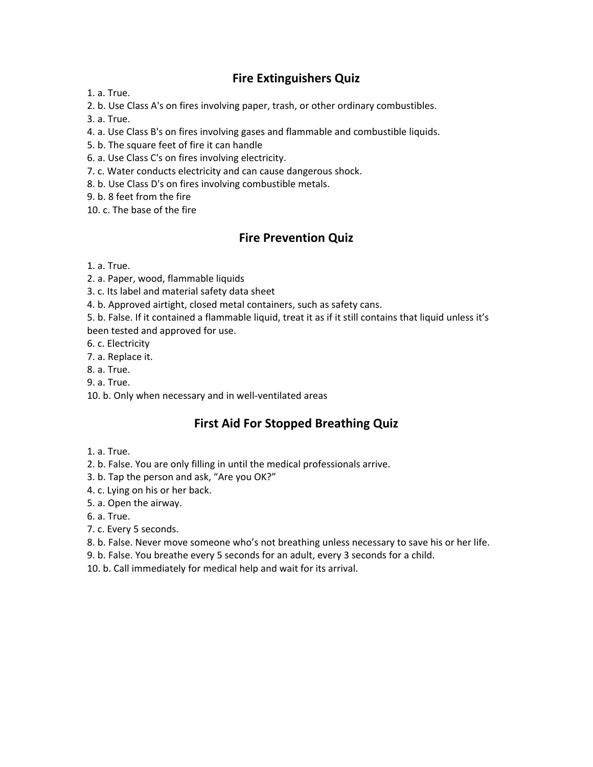## Fire Extinguishers Quiz

1. a. True.
2. b. Use Class A's on fires involving paper, trash, or other ordinary combustibles.
3. a. True.
4. a. Use Class B's on fires involving gases and flammable and combustible liquids.
5. b. The square feet of fire it can handle
6. a. Use Class C's on fires involving electricity.
7. c. Water conducts electricity and can cause dangerous shock.
8. b. Use Class D's on fires involving combustible metals.
9. b. 8 feet from the fire
10. c. The base of the fire

## Fire Prevention Quiz

1. a. True.
2. a. Paper, wood, flammable liquids
3. c. Its label and material safety data sheet
4. b. Approved airtight, closed metal containers, such as safety cans.
5. b. False. If it contained a flammable liquid, treat it as if it still contains that liquid unless it's been tested and approved for use.
6. c. Electricity
7. a. Replace it.
8. a. True.
9. a. True.
10. b. Only when necessary and in well-ventilated areas

## First Aid For Stopped Breathing Quiz

1. a. True.
2. b. False. You are only filling in until the medical professionals arrive.
3. b. Tap the person and ask, "Are you OK?"
4. c. Lying on his or her back.
5. a. Open the airway.
6. a. True.
7. c. Every 5 seconds.
8. b. False. Never move someone who's not breathing unless necessary to save his or her life.
9. b. False. You breathe every 5 seconds for an adult, every 3 seconds for a child.
10. b. Call immediately for medical help and wait for its arrival.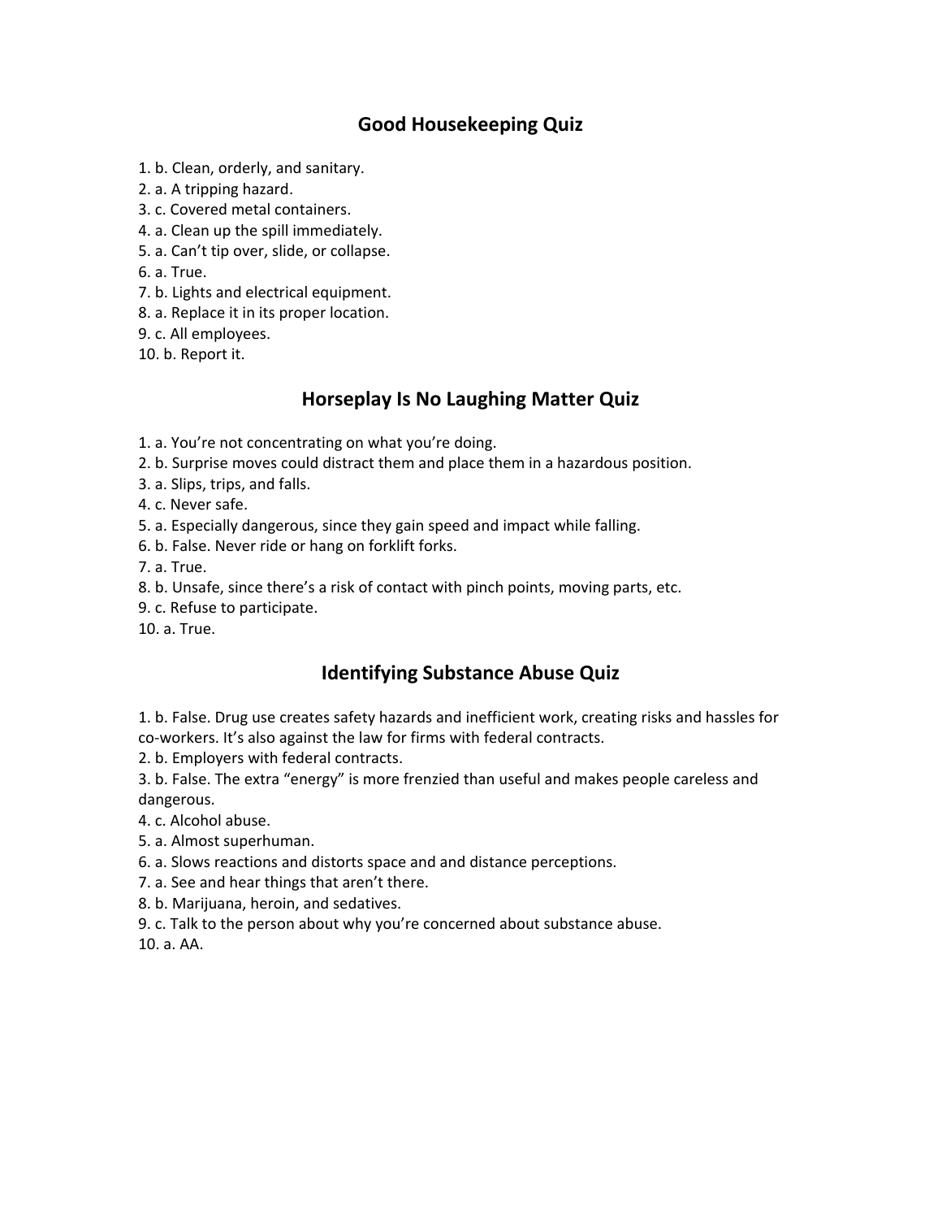## Good Housekeeping Quiz

1. b. Clean, orderly, and sanitary.
2. a. A tripping hazard.
3. c. Covered metal containers.
4. a. Clean up the spill immediately.
5. a. Can't tip over, slide, or collapse.
6. a. True.
7. b. Lights and electrical equipment.
8. a. Replace it in its proper location.
9. c. All employees.
10. b. Report it.

## Horseplay Is No Laughing Matter Quiz

1. a. You're not concentrating on what you're doing.
2. b. Surprise moves could distract them and place them in a hazardous position.
3. a. Slips, trips, and falls.
4. c. Never safe.
5. a. Especially dangerous, since they gain speed and impact while falling.
6. b. False. Never ride or hang on forklift forks.
7. a. True.
8. b. Unsafe, since there's a risk of contact with pinch points, moving parts, etc.
9. c. Refuse to participate.
10. a. True.

## Identifying Substance Abuse Quiz

1. b. False. Drug use creates safety hazards and inefficient work, creating risks and hassles for co-workers. It's also against the law for firms with federal contracts.
2. b. Employers with federal contracts.
3. b. False. The extra "energy" is more frenzied than useful and makes people careless and dangerous.
4. c. Alcohol abuse.
5. a. Almost superhuman.
6. a. Slows reactions and distorts space and and distance perceptions.
7. a. See and hear things that aren't there.
8. b. Marijuana, heroin, and sedatives.
9. c. Talk to the person about why you're concerned about substance abuse.
10. a. AA.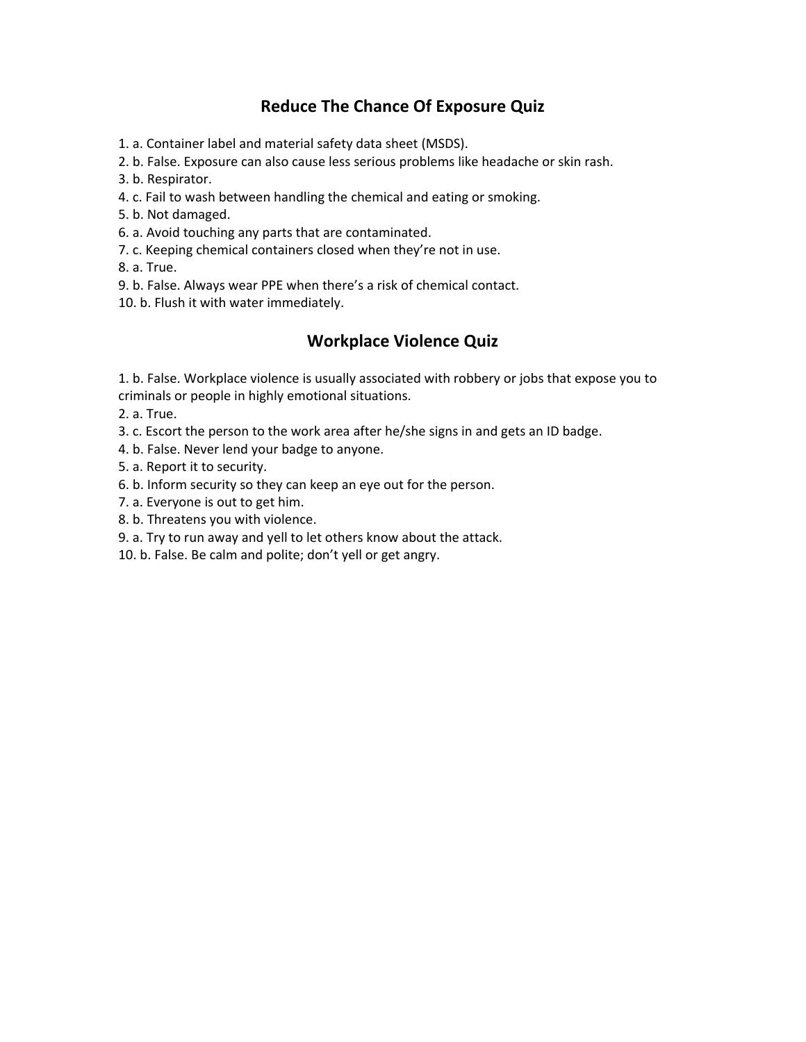## Reduce The Chance Of Exposure Quiz

1. a. Container label and material safety data sheet (MSDS).
2. b. False. Exposure can also cause less serious problems like headache or skin rash.
3. b. Respirator.
4. c. Fail to wash between handling the chemical and eating or smoking.
5. b. Not damaged.
6. a. Avoid touching any parts that are contaminated.
7. c. Keeping chemical containers closed when they're not in use.
8. a. True.
9. b. False. Always wear PPE when there's a risk of chemical contact.
10. b. Flush it with water immediately.

## Workplace Violence Quiz

1. b. False. Workplace violence is usually associated with robbery or jobs that expose you to criminals or people in highly emotional situations.
2. a. True.
3. c. Escort the person to the work area after he/she signs in and gets an ID badge.
4. b. False. Never lend your badge to anyone.
5. a. Report it to security.
6. b. Inform security so they can keep an eye out for the person.
7. a. Everyone is out to get him.
8. b. Threatens you with violence.
9. a. Try to run away and yell to let others know about the attack.
10. b. False. Be calm and polite; don't yell or get angry.